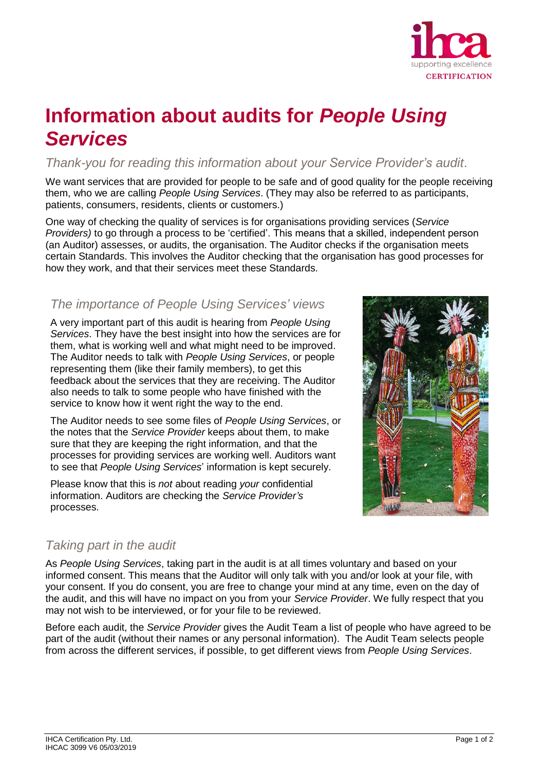# Information about audits for *People Using Services*

*Thank-you for reading this information about your Service Provider's audit.*

We want services that are provided for people to be safe and of good quality for the people receiving them, who we are calling *People Using Services*. (They may also be referred to as participants, patients, consumers, residents, clients or customers.)

One way of checking the quality of services is for organisations providing services (*Service Providers)* to go through a process to be 'certified'. This means that a skilled, independent person (an Auditor) assesses, or audits, the organisation. The Auditor checks if the organisation meets certain Standards. This involves the Auditor checking that the organisation has good processes for how they work, and that their services meet these Standards.

## *The importance of People Using Services' views*

A very important part of this audit is hearing from *People Using Services*. They have the best insight into how the services are for them, what is working well and what might need to be improved. The Auditor needs to talk with *People Using Services*, or people representing them (like their family members), to get this feedback about the services that they are receiving. The Auditor also needs to talk to some people who have finished with the service to know how it went right the way to the end.

The Auditor needs to see some files of *People Using Services*, or the notes that the *Service Provider* keeps about them, to make sure that they are keeping the right information, and that the processes for providing services are working well. Auditors want to see that *People Using Services*' information is kept securely.

Please know that this is *not* about reading *your* confidential information. Auditors are checking the *Service Provider's* processes.

## *Taking part in the audit*

As *People Using Services*, taking part in the audit is at all times voluntary and based on your informed consent. This means that the Auditor will only talk with you and/or look at your file, with your consent. If you do consent, you are free to change your mind at any time, even on the day of the audit, and this will have no impact on you from your *Service Provider*. We fully respect that you may not wish to be interviewed, or for your file to be reviewed.

Before each audit, the *Service Provider* gives the Audit Team a list of people who have agreed to be part of the audit (without their names or any personal information). The Audit Team selects people from across the different services, if possible, to get different views from *People Using Services*.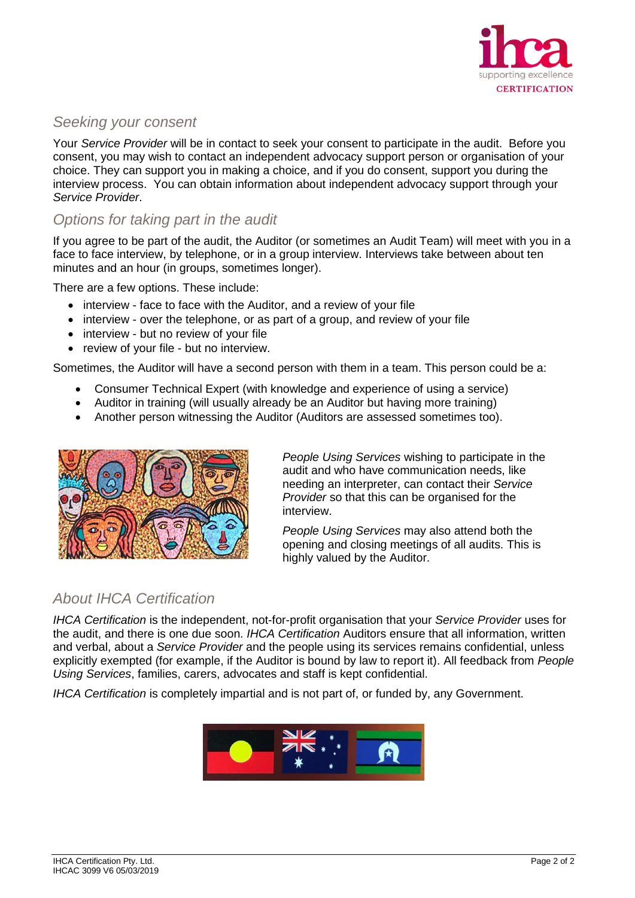## *Seeking your consent*

Your *Service Provider* will be in contact to seek your consent to participate in the audit. Before you consent, you may wish to contact an independent advocacy support person or organisation of your choice. They can support you in making a choice, and if you do consent, support you during the interview process. You can obtain information about independent advocacy support through your *Service Provider*.

## *Options for taking part in the audit*

If you agree to be part of the audit, the Auditor (or sometimes an Audit Team) will meet with you in a face to face interview, by telephone, or in a group interview. Interviews take between about ten minutes and an hour (in groups, sometimes longer).

There are a few options. These include:

- interview - face to face with the Auditor, and a review of your file
- interview - over the telephone, or as part of a group, and review of your file
- interview - but no review of your file
- review of your file - but no interview.

Sometimes, the Auditor will have a second person with them in a team. This person could be a:

- Consumer Technical Expert (with knowledge and experience of using a service)
- Auditor in training (will usually already be an Auditor but having more training)
- Another person witnessing the Auditor (Auditors are assessed sometimes too).

*People Using Services* wishing to participate in the audit and who have communication needs, like needing an interpreter, can contact their *Service Provider* so that this can be organised for the interview.

*People Using Services* may also attend both the opening and closing meetings of all audits. This is highly valued by the Auditor.

## *About IHCA Certification*

*IHCA Certification* is the independent, not-for-profit organisation that your *Service Provider* uses for the audit, and there is one due soon. *IHCA Certification* Auditors ensure that all information, written and verbal, about a *Service Provider* and the people using its services remains confidential, unless explicitly exempted (for example, if the Auditor is bound by law to report it). All feedback from *People Using Services*, families, carers, advocates and staff is kept confidential.

*IHCA Certification* is completely impartial and is not part of, or funded by, any Government.

IHCA Certification Pty. Ltd.
IHCAC 3099 V6 05/03/2019